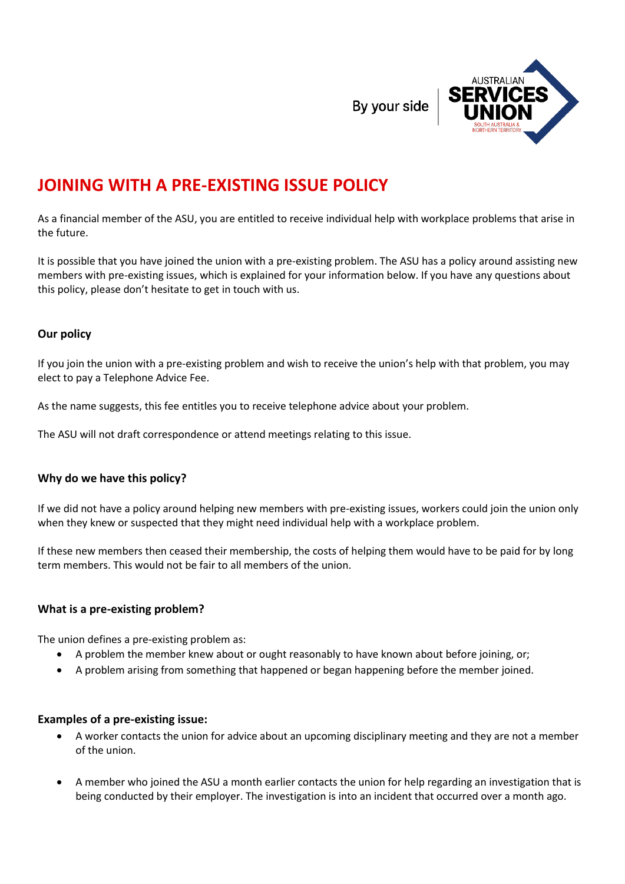By your side | AUSTRALIAN SERVICES UNION SOUTH AUSTRALIA & NORTHERN TERRITORY

# JOINING WITH A PRE-EXISTING ISSUE POLICY

As a financial member of the ASU, you are entitled to receive individual help with workplace problems that arise in the future.

It is possible that you have joined the union with a pre-existing problem. The ASU has a policy around assisting new members with pre-existing issues, which is explained for your information below. If you have any questions about this policy, please don't hesitate to get in touch with us.

### Our policy

If you join the union with a pre-existing problem and wish to receive the union's help with that problem, you may elect to pay a Telephone Advice Fee.

As the name suggests, this fee entitles you to receive telephone advice about your problem.

The ASU will not draft correspondence or attend meetings relating to this issue.

### Why do we have this policy?

If we did not have a policy around helping new members with pre-existing issues, workers could join the union only when they knew or suspected that they might need individual help with a workplace problem.

If these new members then ceased their membership, the costs of helping them would have to be paid for by long term members. This would not be fair to all members of the union.

### What is a pre-existing problem?

The union defines a pre-existing problem as:

- A problem the member knew about or ought reasonably to have known about before joining, or;
- A problem arising from something that happened or began happening before the member joined.

### Examples of a pre-existing issue:

- A worker contacts the union for advice about an upcoming disciplinary meeting and they are not a member of the union.
- A member who joined the ASU a month earlier contacts the union for help regarding an investigation that is being conducted by their employer. The investigation is into an incident that occurred over a month ago.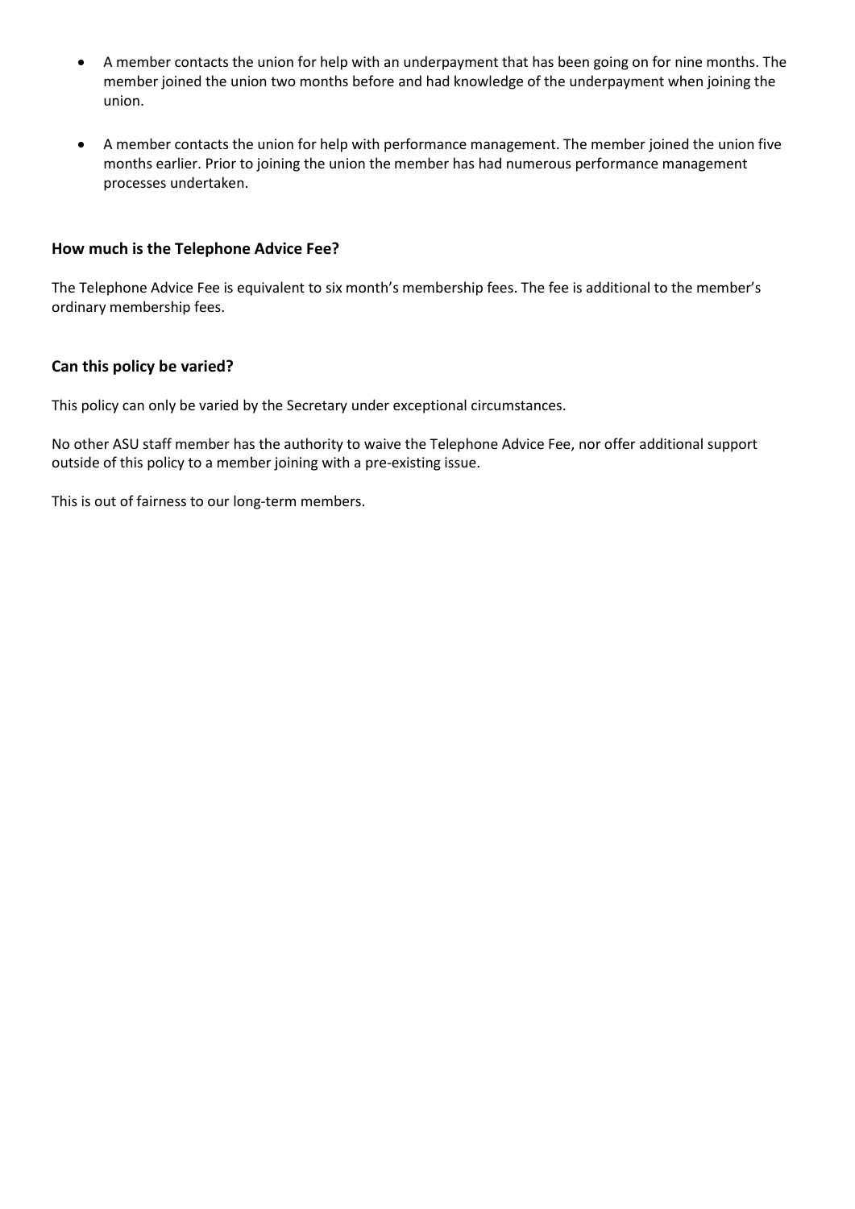- A member contacts the union for help with an underpayment that has been going on for nine months. The member joined the union two months before and had knowledge of the underpayment when joining the union.

- A member contacts the union for help with performance management. The member joined the union five months earlier. Prior to joining the union the member has had numerous performance management processes undertaken.

### How much is the Telephone Advice Fee?

The Telephone Advice Fee is equivalent to six month's membership fees. The fee is additional to the member's ordinary membership fees.

### Can this policy be varied?

This policy can only be varied by the Secretary under exceptional circumstances.

No other ASU staff member has the authority to waive the Telephone Advice Fee, nor offer additional support outside of this policy to a member joining with a pre-existing issue.

This is out of fairness to our long-term members.